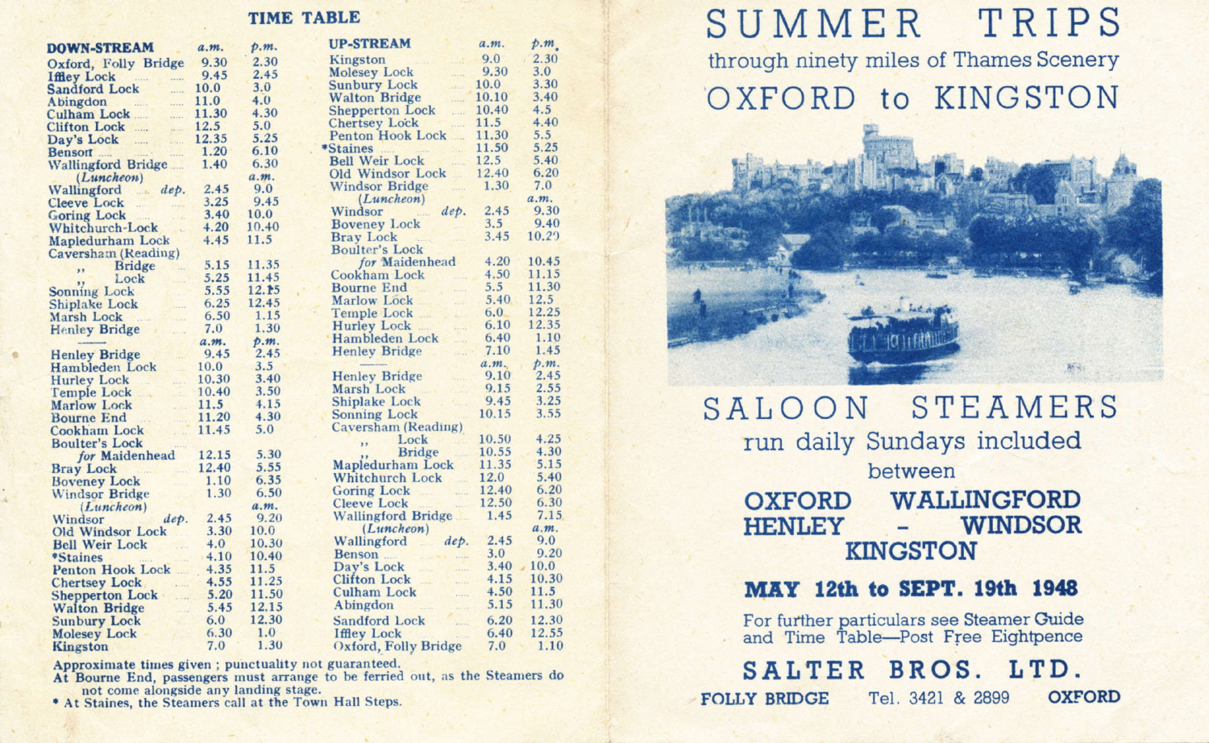# TIME TABLE

| DOWN-STREAM | a.m. | p.m. |
|---|---|---|
| Oxford, Folly Bridge | 9.30 | 2.30 |
| Iffley Lock | 9.45 | 2.45 |
| Sandford Lock | 10.0 | 3.0 |
| Abingdon | 11.0 | 4.0 |
| Culham Lock | 11.30 | 4.30 |
| Clifton Lock | 12.5 | 5.0 |
| Day's Lock | 12.35 | 5.25 |
| Benson | 1.20 | 6.10 |
| Wallingford Bridge | 1.40 | 6.30 |
| *(Luncheon)* | | a.m. |
| Wallingford *dep.* | 2.45 | 9.0 |
| Cleeve Lock | 3.25 | 9.45 |
| Goring Lock | 3.40 | 10.0 |
| Whitchurch Lock | 4.20 | 10.40 |
| Mapledurham Lock | 4.45 | 11.5 |
| Caversham (Reading) | | |
| ,, Bridge | 5.15 | 11.35 |
| ,, Lock | 5.25 | 11.45 |
| Sonning Lock | 5.55 | 12.15 |
| Shiplake Lock | 6.25 | 12.45 |
| Marsh Lock | 6.50 | 1.15 |
| Henley Bridge | 7.0 | 1.30 |
| | a.m. | p.m. |
| Henley Bridge | 9.45 | 2.45 |
| Hambleden Lock | 10.0 | 3.5 |
| Hurley Lock | 10.30 | 3.40 |
| Temple Lock | 10.40 | 3.50 |
| Marlow Lock | 11.5 | 4.15 |
| Bourne End | 11.20 | 4.30 |
| Cookham Lock | 11.45 | 5.0 |
| Boulter's Lock *for* Maidenhead | 12.15 | 5.30 |
| Bray Lock | 12.40 | 5.55 |
| Boveney Lock | 1.10 | 6.35 |
| Windsor Bridge | 1.30 | 6.50 |
| *(Luncheon)* | | a.m. |
| Windsor *dep.* | 2.45 | 9.20 |
| Old Windsor Lock | 3.30 | 10.0 |
| Bell Weir Lock | 4.0 | 10.30 |
| *Staines | 4.10 | 10.40 |
| Penton Hook Lock | 4.35 | 11.5 |
| Chertsey Lock | 4.55 | 11.25 |
| Shepperton Lock | 5.20 | 11.50 |
| Walton Bridge | 5.45 | 12.15 |
| Sunbury Lock | 6.0 | 12.30 |
| Molesey Lock | 6.30 | 1.0 |
| Kingston | 7.0 | 1.30 |

| UP-STREAM | a.m. | p.m. |
|---|---|---|
| Kingston | 9.0 | 2.30 |
| Molesey Lock | 9.30 | 3.0 |
| Sunbury Lock | 10.0 | 3.30 |
| Walton Bridge | 10.10 | 3.40 |
| Shepperton Lock | 10.40 | 4.5 |
| Chertsey Lock | 11.5 | 4.40 |
| Penton Hook Lock | 11.30 | 5.5 |
| *Staines | 11.50 | 5.25 |
| Bell Weir Lock | 12.5 | 5.40 |
| Old Windsor Lock | 12.40 | 6.20 |
| Windsor Bridge | 1.30 | 7.0 |
| *(Luncheon)* | | a.m. |
| Windsor *dep.* | 2.45 | 9.30 |
| Boveney Lock | 3.5 | 9.40 |
| Bray Lock | 3.45 | 10.20 |
| Boulter's Lock *for* Maidenhead | 4.20 | 10.45 |
| Cookham Lock | 4.50 | 11.15 |
| Bourne End | 5.5 | 11.30 |
| Marlow Lock | 5.40 | 12.5 |
| Temple Lock | 6.0 | 12.25 |
| Hurley Lock | 6.10 | 12.35 |
| Hambleden Lock | 6.40 | 1.10 |
| Henley Bridge | 7.10 | 1.45 |
| | a.m. | p.m. |
| Henley Bridge | 9.10 | 2.45 |
| Marsh Lock | 9.15 | 2.55 |
| Shiplake Lock | 9.45 | 3.25 |
| Sonning Lock | 10.15 | 3.55 |
| Caversham (Reading) | | |
| ,, Lock | 10.50 | 4.25 |
| ,, Bridge | 10.55 | 4.30 |
| Mapledurham Lock | 11.35 | 5.15 |
| Whitchurch Lock | 12.0 | 5.40 |
| Goring Lock | 12.40 | 6.20 |
| Cleeve Lock | 12.50 | 6.30 |
| Wallingford Bridge | 1.45 | 7.15 |
| *(Luncheon)* | | a.m. |
| Wallingford *dep.* | 2.45 | 9.0 |
| Benson | 3.0 | 9.20 |
| Day's Lock | 3.40 | 10.0 |
| Clifton Lock | 4.15 | 10.30 |
| Culham Lock | 4.50 | 11.5 |
| Abingdon | 5.15 | 11.30 |
| Sandford Lock | 6.20 | 12.30 |
| Iffley Lock | 6.40 | 12.55 |
| Oxford, Folly Bridge | 7.0 | 1.10 |

Approximate times given; punctuality not guaranteed.
At Bourne End, passengers must arrange to be ferried out, as the Steamers do not come alongside any landing stage.
* At Staines, the Steamers call at the Town Hall Steps.

# SUMMER TRIPS

through ninety miles of Thames Scenery

## OXFORD to KINGSTON

## SALOON STEAMERS

run daily Sundays included

between

**OXFORD WALLINGFORD**
**HENLEY - WINDSOR**
**KINGSTON**

**MAY 12th to SEPT. 19th 1948**

For further particulars see Steamer Guide and Time Table—Post Free Eightpence

## SALTER BROS. LTD.

**FOLLY BRIDGE** Tel. 3421 & 2899 **OXFORD**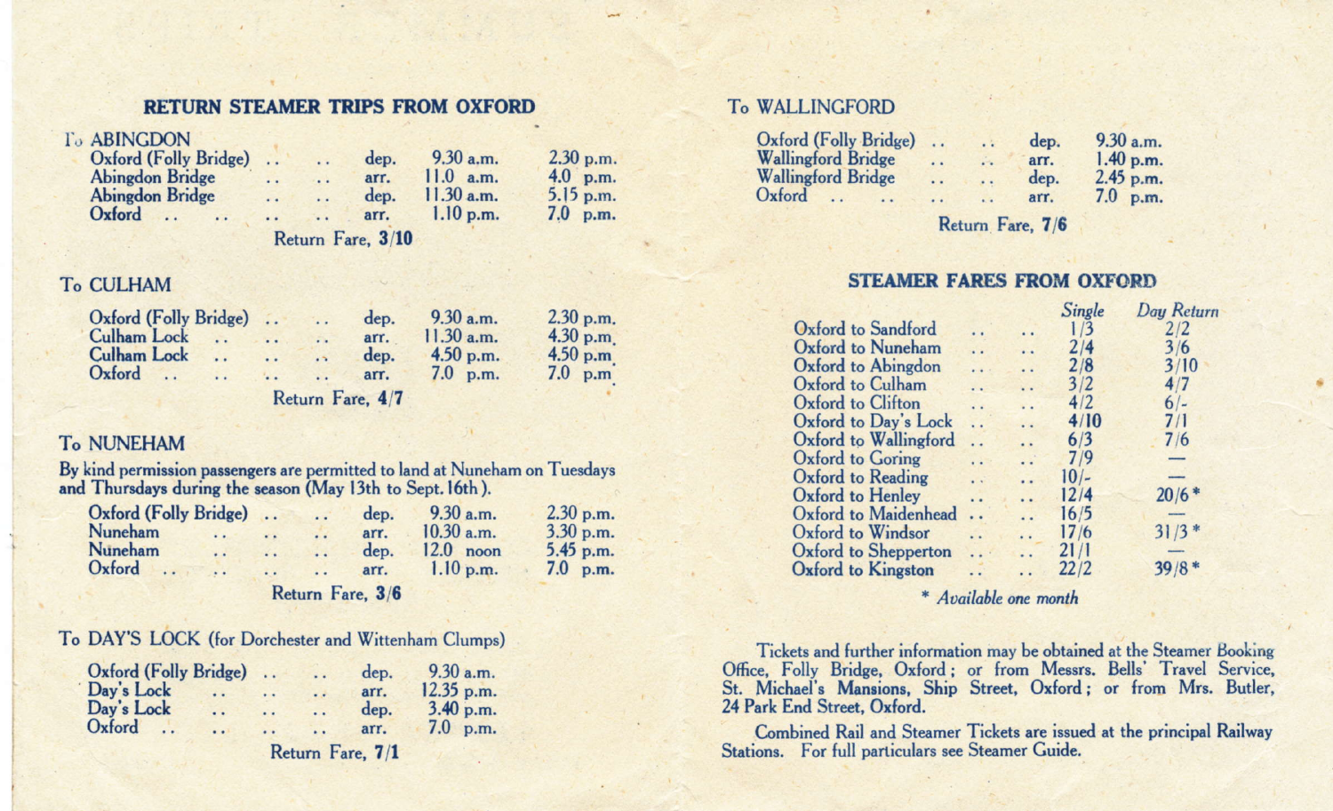## RETURN STEAMER TRIPS FROM OXFORD

### To ABINGDON

| | | | |
|---|---|---|---|
| Oxford (Folly Bridge) | dep. | 9.30 a.m. | 2.30 p.m. |
| Abingdon Bridge | arr. | 11.0 a.m. | 4.0 p.m. |
| Abingdon Bridge | dep. | 11.30 a.m. | 5.15 p.m. |
| Oxford | arr. | 1.10 p.m. | 7.0 p.m. |

Return Fare, **3/10**

### To CULHAM

| | | | |
|---|---|---|---|
| Oxford (Folly Bridge) | dep. | 9.30 a.m. | 2.30 p.m. |
| Culham Lock | arr. | 11.30 a.m. | 4.30 p.m. |
| Culham Lock | dep. | 4.50 p.m. | 4.50 p.m. |
| Oxford | arr. | 7.0 p.m. | 7.0 p.m. |

Return Fare, **4/7**

### To NUNEHAM

By kind permission passengers are permitted to land at Nuneham on Tuesdays and Thursdays during the season (May 13th to Sept. 16th).

| | | | |
|---|---|---|---|
| Oxford (Folly Bridge) | dep. | 9.30 a.m. | 2.30 p.m. |
| Nuneham | arr. | 10.30 a.m. | 3.30 p.m. |
| Nuneham | dep. | 12.0 noon | 5.45 p.m. |
| Oxford | arr. | 1.10 p.m. | 7.0 p.m. |

Return Fare, **3/6**

### To DAY'S LOCK (for Dorchester and Wittenham Clumps)

| | | |
|---|---|---|
| Oxford (Folly Bridge) | dep. | 9.30 a.m. |
| Day's Lock | arr. | 12.35 p.m. |
| Day's Lock | dep. | 3.40 p.m. |
| Oxford | arr. | 7.0 p.m. |

Return Fare, **7/1**

### To WALLINGFORD

| | | | |
|---|---|---|---|
| Oxford (Folly Bridge) | dep. | 9.30 a.m. | |
| Wallingford Bridge | arr. | 1.40 p.m. | |
| Wallingford Bridge | dep. | 2.45 p.m. | |
| Oxford | arr. | 7.0 p.m. | |

Return Fare, **7/6**

## STEAMER FARES FROM OXFORD

| | *Single* | *Day Return* |
|---|---|---|
| Oxford to Sandford | 1/3 | 2/2 |
| Oxford to Nuneham | 2/4 | 3/6 |
| Oxford to Abingdon | 2/8 | 3/10 |
| Oxford to Culham | 3/2 | 4/7 |
| Oxford to Clifton | 4/2 | 6/- |
| Oxford to Day's Lock | 4/10 | 7/1 |
| Oxford to Wallingford | 6/3 | 7/6 |
| Oxford to Goring | 7/9 | — |
| Oxford to Reading | 10/- | — |
| Oxford to Henley | 12/4 | 20/6 * |
| Oxford to Maidenhead | 16/5 | — |
| Oxford to Windsor | 17/6 | 31/3 * |
| Oxford to Shepperton | 21/1 | — |
| Oxford to Kingston | 22/2 | 39/8 * |

*\* Available one month*

Tickets and further information may be obtained at the Steamer Booking Office, Folly Bridge, Oxford; or from Messrs. Bells' Travel Service, St. Michael's Mansions, Ship Street, Oxford; or from Mrs. Butler, 24 Park End Street, Oxford.

Combined Rail and Steamer Tickets are issued at the principal Railway Stations. For full particulars see Steamer Guide.